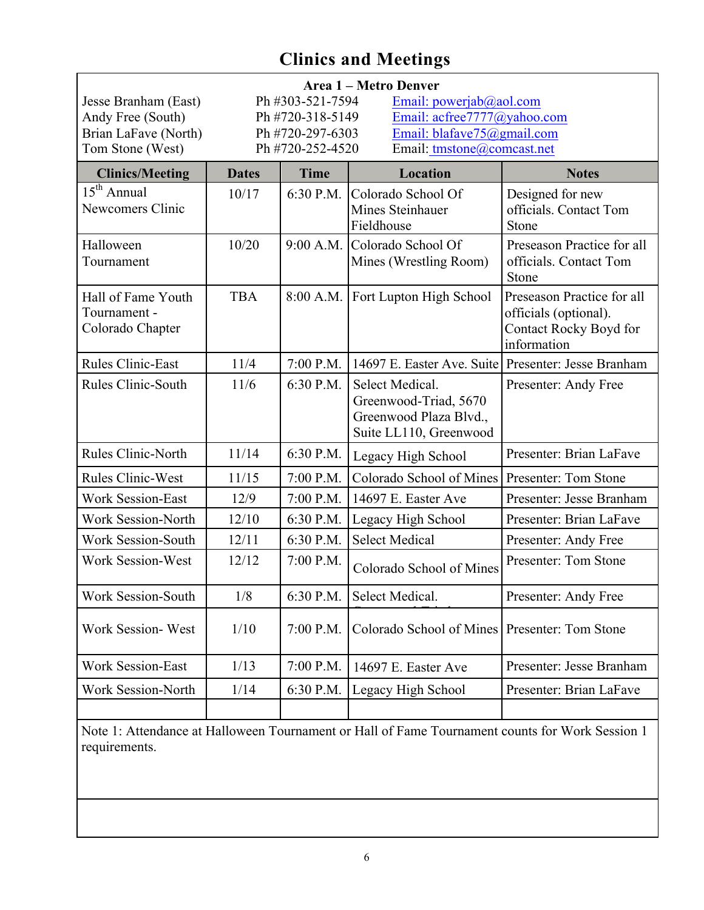# Clinics and Meetings

**Area 1 – Metro Denver**

| | | |
|---|---|---|
| Jesse Branham (East) | Ph #303-521-7594 | Email: powerjab@aol.com |
| Andy Free (South) | Ph #720-318-5149 | Email: acfree7777@yahoo.com |
| Brian LaFave (North) | Ph #720-297-6303 | Email: blafave75@gmail.com |
| Tom Stone (West) | Ph #720-252-4520 | Email: tmstone@comcast.net |

| Clinics/Meeting | Dates | Time | Location | Notes |
|---|---|---|---|---|
| 15th Annual Newcomers Clinic | 10/17 | 6:30 P.M. | Colorado School Of Mines Steinhauer Fieldhouse | Designed for new officials. Contact Tom Stone |
| Halloween Tournament | 10/20 | 9:00 A.M. | Colorado School Of Mines (Wrestling Room) | Preseason Practice for all officials. Contact Tom Stone |
| Hall of Fame Youth Tournament - Colorado Chapter | TBA | 8:00 A.M. | Fort Lupton High School | Preseason Practice for all officials (optional). Contact Rocky Boyd for information |
| Rules Clinic-East | 11/4 | 7:00 P.M. | 14697 E. Easter Ave. Suite | Presenter: Jesse Branham |
| Rules Clinic-South | 11/6 | 6:30 P.M. | Select Medical. Greenwood-Triad, 5670 Greenwood Plaza Blvd., Suite LL110, Greenwood | Presenter: Andy Free |
| Rules Clinic-North | 11/14 | 6:30 P.M. | Legacy High School | Presenter: Brian LaFave |
| Rules Clinic-West | 11/15 | 7:00 P.M. | Colorado School of Mines | Presenter: Tom Stone |
| Work Session-East | 12/9 | 7:00 P.M. | 14697 E. Easter Ave | Presenter: Jesse Branham |
| Work Session-North | 12/10 | 6:30 P.M. | Legacy High School | Presenter: Brian LaFave |
| Work Session-South | 12/11 | 6:30 P.M. | Select Medical | Presenter: Andy Free |
| Work Session-West | 12/12 | 7:00 P.M. | Colorado School of Mines | Presenter: Tom Stone |
| Work Session-South | 1/8 | 6:30 P.M. | Select Medical. | Presenter: Andy Free |
| Work Session- West | 1/10 | 7:00 P.M. | Colorado School of Mines | Presenter: Tom Stone |
| Work Session-East | 1/13 | 7:00 P.M. | 14697 E. Easter Ave | Presenter: Jesse Branham |
| Work Session-North | 1/14 | 6:30 P.M. | Legacy High School | Presenter: Brian LaFave |
| | | | | |

Note 1: Attendance at Halloween Tournament or Hall of Fame Tournament counts for Work Session 1 requirements.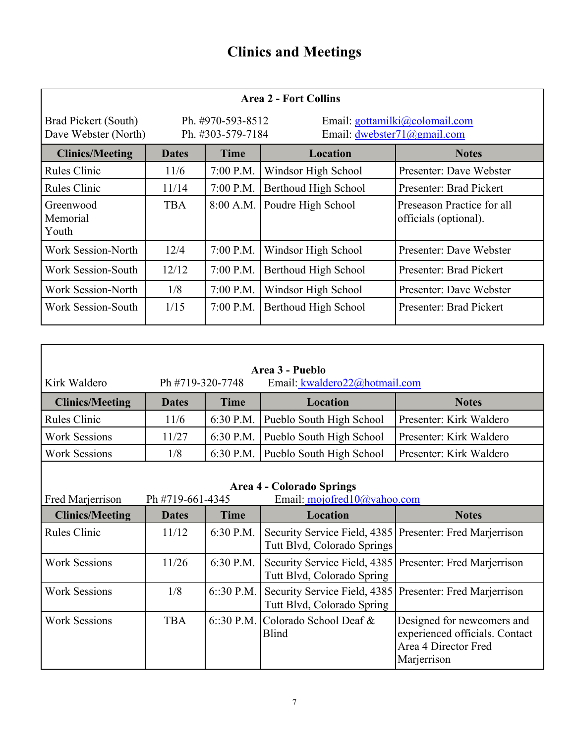# Clinics and Meetings

**Area 2 - Fort Collins**

Brad Pickert (South) Ph. #970-593-8512 Email: gottamilki@colomail.com
Dave Webster (North) Ph. #303-579-7184 Email: dwebster71@gmail.com

| Clinics/Meeting | Dates | Time | Location | Notes |
|---|---|---|---|---|
| Rules Clinic | 11/6 | 7:00 P.M. | Windsor High School | Presenter: Dave Webster |
| Rules Clinic | 11/14 | 7:00 P.M. | Berthoud High School | Presenter: Brad Pickert |
| Greenwood Memorial Youth | TBA | 8:00 A.M. | Poudre High School | Preseason Practice for all officials (optional). |
| Work Session-North | 12/4 | 7:00 P.M. | Windsor High School | Presenter: Dave Webster |
| Work Session-South | 12/12 | 7:00 P.M. | Berthoud High School | Presenter: Brad Pickert |
| Work Session-North | 1/8 | 7:00 P.M. | Windsor High School | Presenter: Dave Webster |
| Work Session-South | 1/15 | 7:00 P.M. | Berthoud High School | Presenter: Brad Pickert |

**Area 3 - Pueblo**

Kirk Waldero Ph #719-320-7748 Email: kwaldero22@hotmail.com

| Clinics/Meeting | Dates | Time | Location | Notes |
|---|---|---|---|---|
| Rules Clinic | 11/6 | 6:30 P.M. | Pueblo South High School | Presenter: Kirk Waldero |
| Work Sessions | 11/27 | 6:30 P.M. | Pueblo South High School | Presenter: Kirk Waldero |
| Work Sessions | 1/8 | 6:30 P.M. | Pueblo South High School | Presenter: Kirk Waldero |

**Area 4 - Colorado Springs**

Fred Marjerrison Ph #719-661-4345 Email: mojofred10@yahoo.com

| Clinics/Meeting | Dates | Time | Location | Notes |
|---|---|---|---|---|
| Rules Clinic | 11/12 | 6:30 P.M. | Security Service Field, 4385 Tutt Blvd, Colorado Springs | Presenter: Fred Marjerrison |
| Work Sessions | 11/26 | 6:30 P.M. | Security Service Field, 4385 Tutt Blvd, Colorado Spring | Presenter: Fred Marjerrison |
| Work Sessions | 1/8 | 6::30 P.M. | Security Service Field, 4385 Tutt Blvd, Colorado Spring | Presenter: Fred Marjerrison |
| Work Sessions | TBA | 6::30 P.M. | Colorado School Deaf & Blind | Designed for newcomers and experienced officials. Contact Area 4 Director Fred Marjerrison |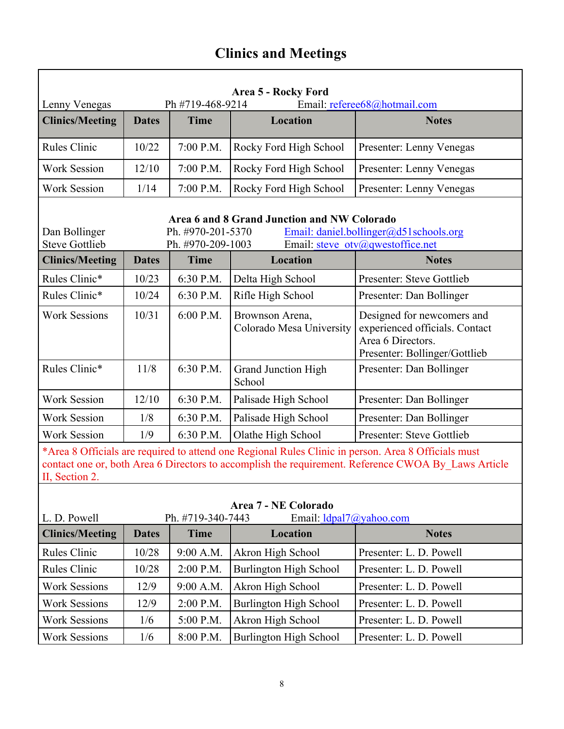# Clinics and Meetings

**Area 5 - Rocky Ford**

Lenny Venegas  Ph #719-468-9214  Email: referee68@hotmail.com

| Clinics/Meeting | Dates | Time | Location | Notes |
|---|---|---|---|---|
| Rules Clinic | 10/22 | 7:00 P.M. | Rocky Ford High School | Presenter: Lenny Venegas |
| Work Session | 12/10 | 7:00 P.M. | Rocky Ford High School | Presenter: Lenny Venegas |
| Work Session | 1/14 | 7:00 P.M. | Rocky Ford High School | Presenter: Lenny Venegas |

**Area 6 and 8 Grand Junction and NW Colorado**

Dan Bollinger  Ph. #970-201-5370  Email: daniel.bollinger@d51schools.org
Steve Gottlieb  Ph. #970-209-1003  Email: steve_otv@qwestoffice.net

| Clinics/Meeting | Dates | Time | Location | Notes |
|---|---|---|---|---|
| Rules Clinic* | 10/23 | 6:30 P.M. | Delta High School | Presenter: Steve Gottlieb |
| Rules Clinic* | 10/24 | 6:30 P.M. | Rifle High School | Presenter: Dan Bollinger |
| Work Sessions | 10/31 | 6:00 P.M. | Brownson Arena, Colorado Mesa University | Designed for newcomers and experienced officials. Contact Area 6 Directors. Presenter: Bollinger/Gottlieb |
| Rules Clinic* | 11/8 | 6:30 P.M. | Grand Junction High School | Presenter: Dan Bollinger |
| Work Session | 12/10 | 6:30 P.M. | Palisade High School | Presenter: Dan Bollinger |
| Work Session | 1/8 | 6:30 P.M. | Palisade High School | Presenter: Dan Bollinger |
| Work Session | 1/9 | 6:30 P.M. | Olathe High School | Presenter: Steve Gottlieb |

*Area 8 Officials are required to attend one Regional Rules Clinic in person. Area 8 Officials must contact one or, both Area 6 Directors to accomplish the requirement. Reference CWOA By_Laws Article II, Section 2.

**Area 7 - NE Colorado**

L. D. Powell  Ph. #719-340-7443  Email: ldpal7@yahoo.com

| Clinics/Meeting | Dates | Time | Location | Notes |
|---|---|---|---|---|
| Rules Clinic | 10/28 | 9:00 A.M. | Akron High School | Presenter: L. D. Powell |
| Rules Clinic | 10/28 | 2:00 P.M. | Burlington High School | Presenter: L. D. Powell |
| Work Sessions | 12/9 | 9:00 A.M. | Akron High School | Presenter: L. D. Powell |
| Work Sessions | 12/9 | 2:00 P.M. | Burlington High School | Presenter: L. D. Powell |
| Work Sessions | 1/6 | 5:00 P.M. | Akron High School | Presenter: L. D. Powell |
| Work Sessions | 1/6 | 8:00 P.M. | Burlington High School | Presenter: L. D. Powell |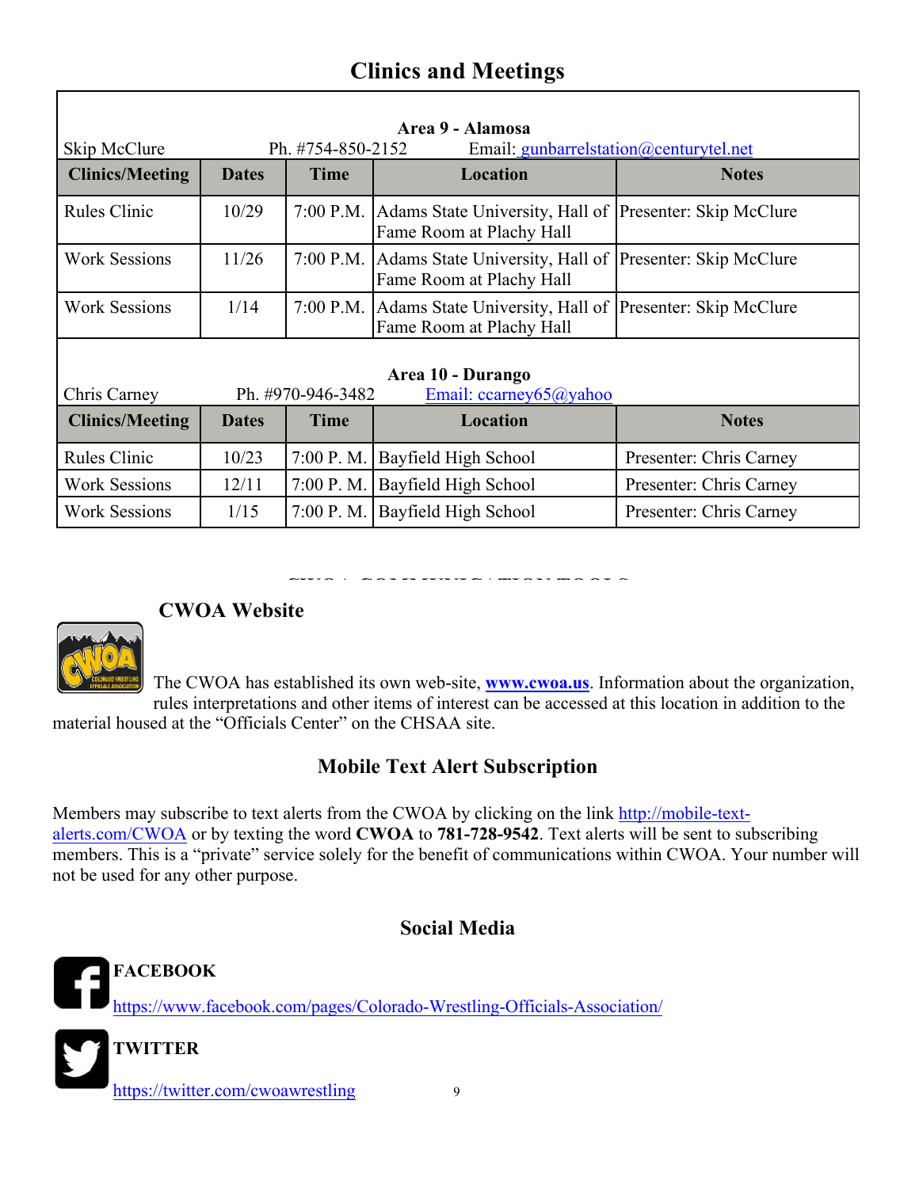## Clinics and Meetings

| Area 9 - Alamosa | | | | |
| --- | --- | --- | --- | --- |
| Skip McClure | Ph. #754-850-2152 | | Email: gunbarrelstation@centurytel.net | |
| **Clinics/Meeting** | **Dates** | **Time** | **Location** | **Notes** |
| Rules Clinic | 10/29 | 7:00 P.M. | Adams State University, Hall of Fame Room at Plachy Hall | Presenter: Skip McClure |
| Work Sessions | 11/26 | 7:00 P.M. | Adams State University, Hall of Fame Room at Plachy Hall | Presenter: Skip McClure |
| Work Sessions | 1/14 | 7:00 P.M. | Adams State University, Hall of Fame Room at Plachy Hall | Presenter: Skip McClure |

| Area 10 - Durango | | | | |
| --- | --- | --- | --- | --- |
| Chris Carney | Ph. #970-946-3482 | | Email: ccarney65@yahoo | |
| **Clinics/Meeting** | **Dates** | **Time** | **Location** | **Notes** |
| Rules Clinic | 10/23 | 7:00 P. M. | Bayfield High School | Presenter: Chris Carney |
| Work Sessions | 12/11 | 7:00 P. M. | Bayfield High School | Presenter: Chris Carney |
| Work Sessions | 1/15 | 7:00 P. M. | Bayfield High School | Presenter: Chris Carney |

### CWOA Website

The CWOA has established its own web-site, **www.cwoa.us**. Information about the organization, rules interpretations and other items of interest can be accessed at this location in addition to the material housed at the "Officials Center" on the CHSAA site.

### Mobile Text Alert Subscription

Members may subscribe to text alerts from the CWOA by clicking on the link http://mobile-text-alerts.com/CWOA or by texting the word **CWOA** to **781-728-9542**. Text alerts will be sent to subscribing members. This is a "private" service solely for the benefit of communications within CWOA. Your number will not be used for any other purpose.

### Social Media

**FACEBOOK**

https://www.facebook.com/pages/Colorado-Wrestling-Officials-Association/

**TWITTER**

https://twitter.com/cwoawrestling